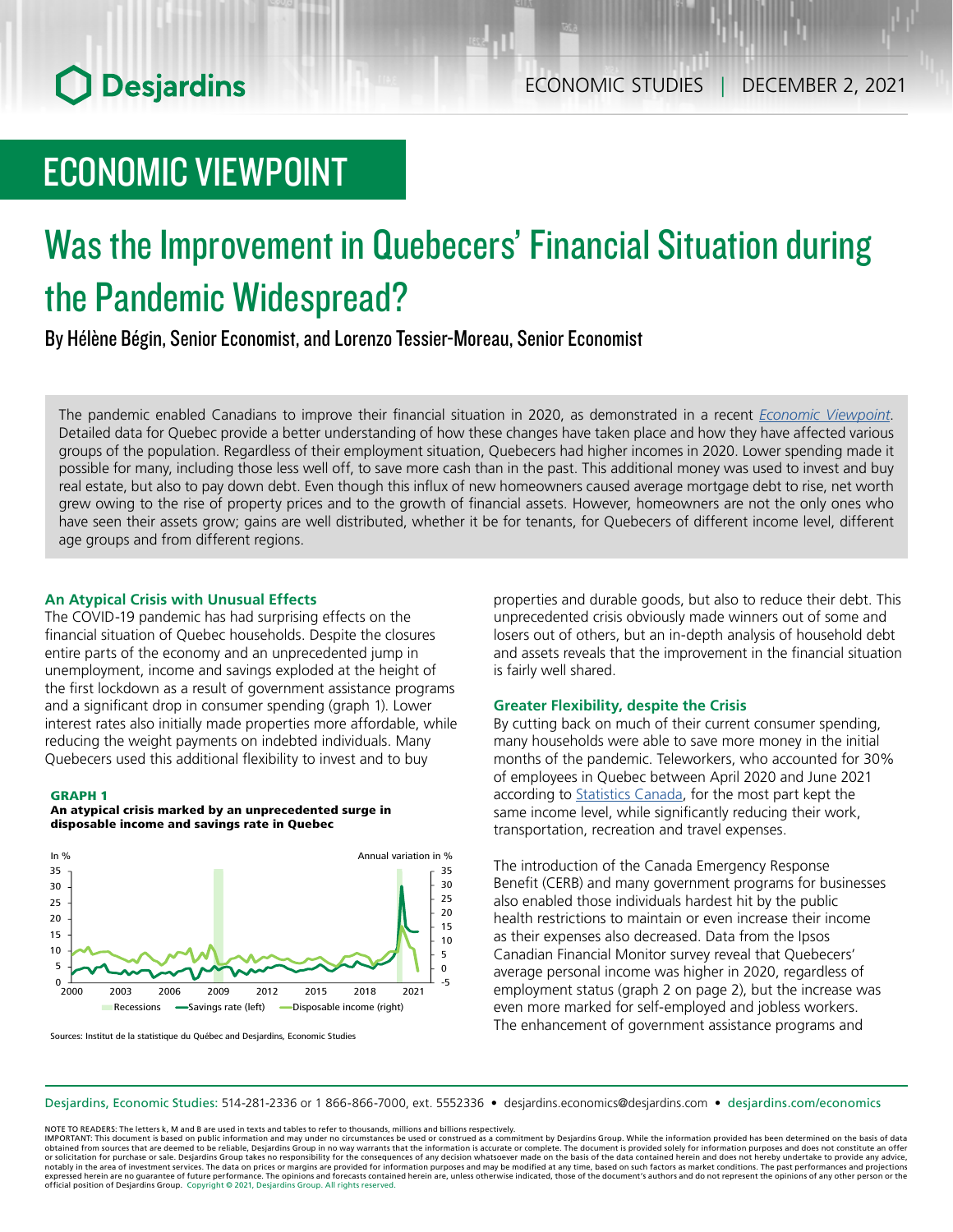# ECONOMIC VIEWPOINT

# Was the Improvement in Quebecers' Financial Situation during the Pandemic Widespread?

By Hélène Bégin, Senior Economist, and Lorenzo Tessier-Moreau, Senior Economist

The pandemic enabled Canadians to improve their financial situation in 2020, as demonstrated in a recent *Economic Viewpoint*. Detailed data for Quebec provide a better understanding of how these changes have taken place and how they have affected various groups of the population. Regardless of their employment situation, Quebecers had higher incomes in 2020. Lower spending made it possible for many, including those less well off, to save more cash than in the past. This additional money was used to invest and buy real estate, but also to pay down debt. Even though this influx of new homeowners caused average mortgage debt to rise, net worth grew owing to the rise of property prices and to the growth of financial assets. However, homeowners are not the only ones who have seen their assets grow; gains are well distributed, whether it be for tenants, for Quebecers of different income level, different age groups and from different regions.

### An Atypical Crisis with Unusual Effects

The COVID-19 pandemic has had surprising effects on the financial situation of Quebec households. Despite the closures entire parts of the economy and an unprecedented jump in unemployment, income and savings exploded at the height of the first lockdown as a result of government assistance programs and a significant drop in consumer spending (graph 1). Lower interest rates also initially made properties more affordable, while reducing the weight payments on indebted individuals. Many Quebecers used this additional flexibility to invest and to buy properties and durable goods, but also to reduce their debt. This unprecedented crisis obviously made winners out of some and losers out of others, but an in-depth analysis of household debt and assets reveals that the improvement in the financial situation is fairly well shared.

**GRAPH 1**
**An atypical crisis marked by an unprecedented surge in disposable income and savings rate in Quebec**

Sources: Institut de la statistique du Québec and Desjardins, Economic Studies

### Greater Flexibility, despite the Crisis

By cutting back on much of their current consumer spending, many households were able to save more money in the initial months of the pandemic. Teleworkers, who accounted for 30% of employees in Quebec between April 2020 and June 2021 according to Statistics Canada, for the most part kept the same income level, while significantly reducing their work, transportation, recreation and travel expenses.

The introduction of the Canada Emergency Response Benefit (CERB) and many government programs for businesses also enabled those individuals hardest hit by the public health restrictions to maintain or even increase their income as their expenses also decreased. Data from the Ipsos Canadian Financial Monitor survey reveal that Quebecers' average personal income was higher in 2020, regardless of employment status (graph 2 on page 2), but the increase was even more marked for self-employed and jobless workers. The enhancement of government assistance programs and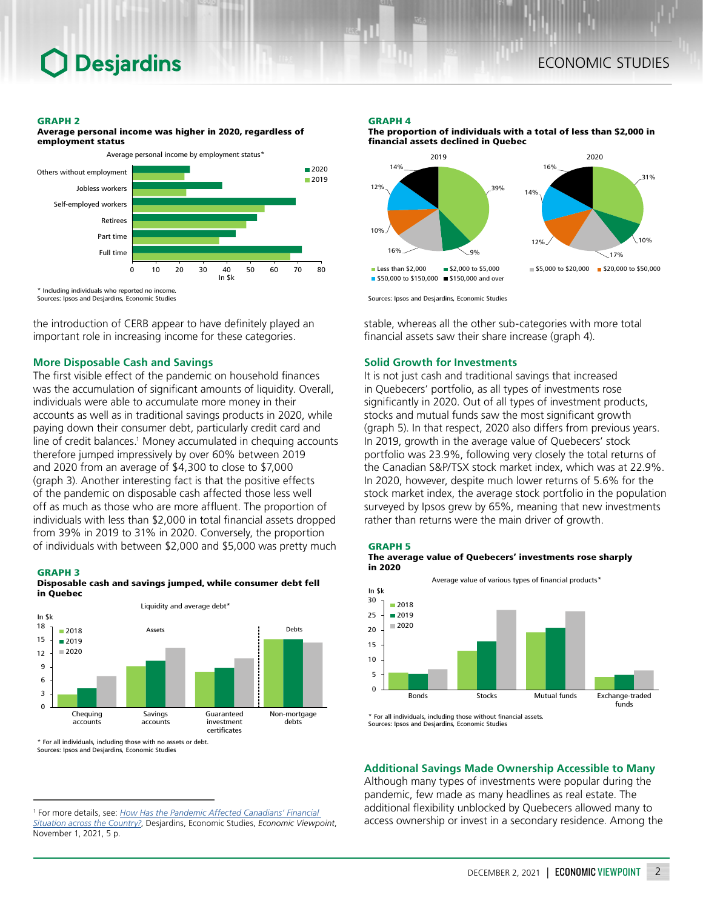**GRAPH 2**
**Average personal income was higher in 2020, regardless of employment status**

Average personal income by employment status*

* Including individuals who reported no income.
Sources: Ipsos and Desjardins, Economic Studies

the introduction of CERB appear to have definitely played an important role in increasing income for these categories.

## More Disposable Cash and Savings

The first visible effect of the pandemic on household finances was the accumulation of significant amounts of liquidity. Overall, individuals were able to accumulate more money in their accounts as well as in traditional savings products in 2020, while paying down their consumer debt, particularly credit card and line of credit balances.[1] Money accumulated in chequing accounts therefore jumped impressively by over 60% between 2019 and 2020 from an average of $4,300 to close to $7,000 (graph 3). Another interesting fact is that the positive effects of the pandemic on disposable cash affected those less well off as much as those who are more affluent. The proportion of individuals with less than $2,000 in total financial assets dropped from 39% in 2019 to 31% in 2020. Conversely, the proportion of individuals with between $2,000 and $5,000 was pretty much stable, whereas all the other sub-categories with more total financial assets saw their share increase (graph 4).

**GRAPH 3**
**Disposable cash and savings jumped, while consumer debt fell in Quebec**

Liquidity and average debt*

* For all individuals, including those with no assets or debt.
Sources: Ipsos and Desjardins, Economic Studies

**GRAPH 4**
**The proportion of individuals with a total of less than $2,000 in financial assets declined in Quebec**

| | 2019 | 2020 |
|---|---|---|
| Less than $2,000 | 39% | 31% |
| $2,000 to $5,000 | 9% | 10% |
| $5,000 to $20,000 | 16% | 17% |
| $20,000 to $50,000 | 10% | 12% |
| $50,000 to $150,000 | 12% | 14% |
| $150,000 and over | 14% | 16% |

Sources: Ipsos and Desjardins, Economic Studies

## Solid Growth for Investments

It is not just cash and traditional savings that increased in Quebecers' portfolio, as all types of investments rose significantly in 2020. Out of all types of investment products, stocks and mutual funds saw the most significant growth (graph 5). In that respect, 2020 also differs from previous years. In 2019, growth in the average value of Quebecers' stock portfolio was 23.9%, following very closely the total returns of the Canadian S&P/TSX stock market index, which was at 22.9%. In 2020, however, despite much lower returns of 5.6% for the stock market index, the average stock portfolio in the population surveyed by Ipsos grew by 65%, meaning that new investments rather than returns were the main driver of growth.

**GRAPH 5**
**The average value of Quebecers' investments rose sharply in 2020**

Average value of various types of financial products*

* For all individuals, including those without financial assets.
Sources: Ipsos and Desjardins, Economic Studies

## Additional Savings Made Ownership Accessible to Many

Although many types of investments were popular during the pandemic, few made as many headlines as real estate. The additional flexibility unblocked by Quebecers allowed many to access ownership or invest in a secondary residence. Among the

---

[1] For more details, see: *How Has the Pandemic Affected Canadians' Financial Situation across the Country?*, Desjardins, Economic Studies, *Economic Viewpoint*, November 1, 2021, 5 p.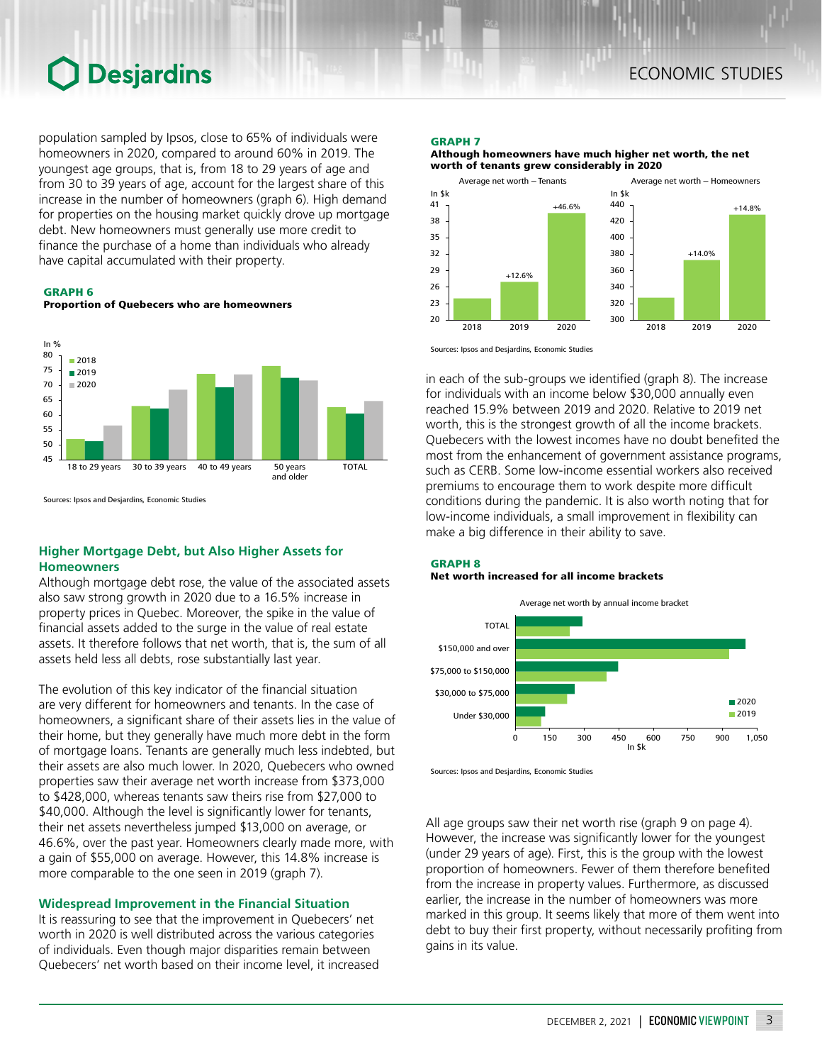population sampled by Ipsos, close to 65% of individuals were homeowners in 2020, compared to around 60% in 2019. The youngest age groups, that is, from 18 to 29 years of age and from 30 to 39 years of age, account for the largest share of this increase in the number of homeowners (graph 6). High demand for properties on the housing market quickly drove up mortgage debt. New homeowners must generally use more credit to finance the purchase of a home than individuals who already have capital accumulated with their property.

**GRAPH 6**
**Proportion of Quebecers who are homeowners**

Sources: Ipsos and Desjardins, Economic Studies

## Higher Mortgage Debt, but Also Higher Assets for Homeowners

Although mortgage debt rose, the value of the associated assets also saw strong growth in 2020 due to a 16.5% increase in property prices in Quebec. Moreover, the spike in the value of financial assets added to the surge in the value of real estate assets. It therefore follows that net worth, that is, the sum of all assets held less all debts, rose substantially last year.

The evolution of this key indicator of the financial situation are very different for homeowners and tenants. In the case of homeowners, a significant share of their assets lies in the value of their home, but they generally have much more debt in the form of mortgage loans. Tenants are generally much less indebted, but their assets are also much lower. In 2020, Quebecers who owned properties saw their average net worth increase from $373,000 to $428,000, whereas tenants saw theirs rise from $27,000 to $40,000. Although the level is significantly lower for tenants, their net assets nevertheless jumped $13,000 on average, or 46.6%, over the past year. Homeowners clearly made more, with a gain of $55,000 on average. However, this 14.8% increase is more comparable to the one seen in 2019 (graph 7).

## Widespread Improvement in the Financial Situation

It is reassuring to see that the improvement in Quebecers' net worth in 2020 is well distributed across the various categories of individuals. Even though major disparities remain between Quebecers' net worth based on their income level, it increased in each of the sub-groups we identified (graph 8). The increase for individuals with an income below $30,000 annually even reached 15.9% between 2019 and 2020. Relative to 2019 net worth, this is the strongest growth of all the income brackets. Quebecers with the lowest incomes have no doubt benefited the most from the enhancement of government assistance programs, such as CERB. Some low-income essential workers also received premiums to encourage them to work despite more difficult conditions during the pandemic. It is also worth noting that for low-income individuals, a small improvement in flexibility can make a big difference in their ability to save.

**GRAPH 7**
**Although homeowners have much higher net worth, the net worth of tenants grew considerably in 2020**

Sources: Ipsos and Desjardins, Economic Studies

**GRAPH 8**
**Net worth increased for all income brackets**

Sources: Ipsos and Desjardins, Economic Studies

All age groups saw their net worth rise (graph 9 on page 4). However, the increase was significantly lower for the youngest group (under 29 years of age). First, this is the group with the lowest proportion of homeowners. Fewer of them therefore benefited from the increase in property values. Furthermore, as discussed earlier, the increase in the number of homeowners was more marked in this group. It seems likely that more of them went into debt to buy their first property, without necessarily profiting from gains in its value.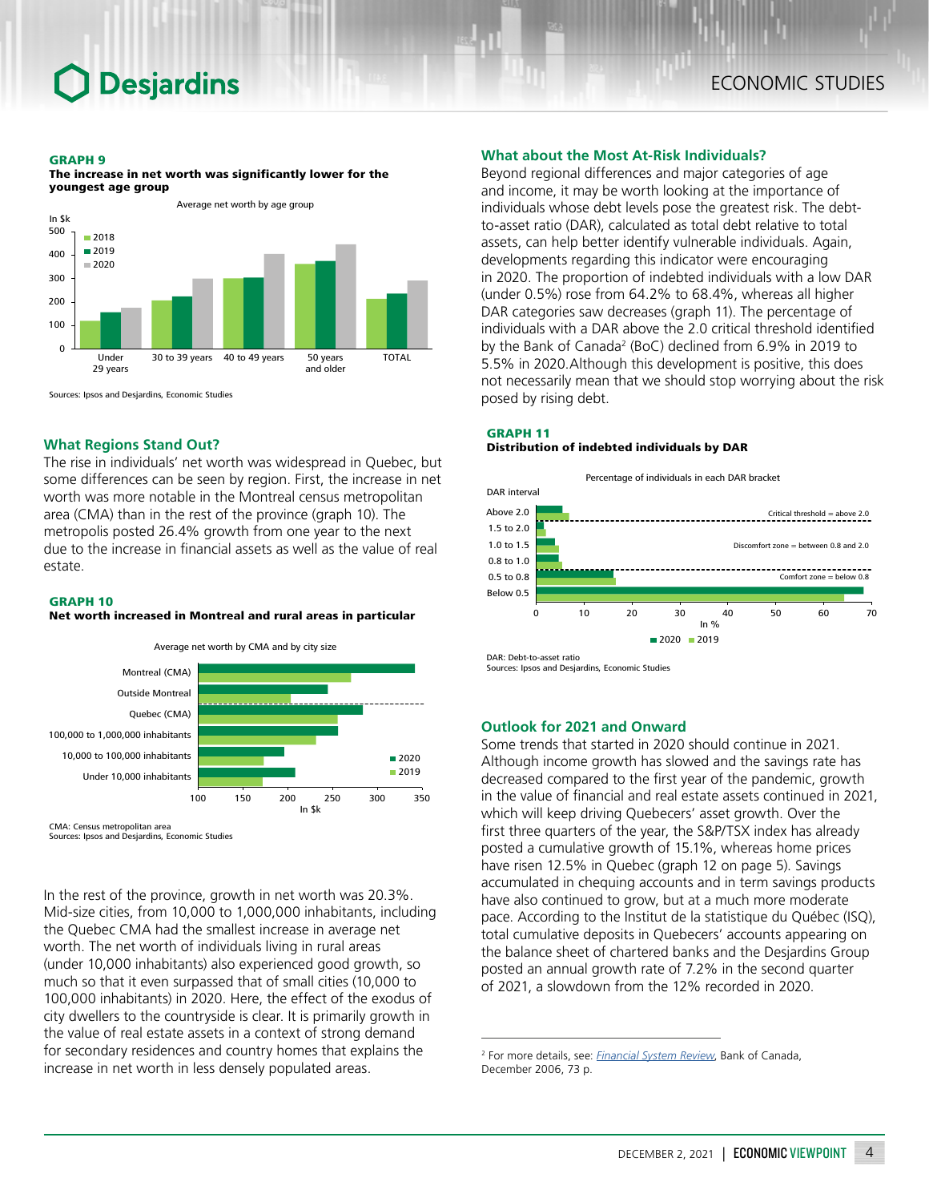**GRAPH 9**
**The increase in net worth was significantly lower for the youngest age group**

Sources: Ipsos and Desjardins, Economic Studies

## What Regions Stand Out?

The rise in individuals' net worth was widespread in Quebec, but some differences can be seen by region. First, the increase in net worth was more notable in the Montreal census metropolitan area (CMA) than in the rest of the province (graph 10). The metropolis posted 26.4% growth from one year to the next due to the increase in financial assets as well as the value of real estate.

**GRAPH 10**
**Net worth increased in Montreal and rural areas in particular**

CMA: Census metropolitan area
Sources: Ipsos and Desjardins, Economic Studies

In the rest of the province, growth in net worth was 20.3%. Mid-size cities, from 10,000 to 1,000,000 inhabitants, including the Quebec CMA had the smallest increase in average net worth. The net worth of individuals living in rural areas (under 10,000 inhabitants) also experienced good growth, so much so that it even surpassed that of small cities (10,000 to 100,000 inhabitants) in 2020. Here, the effect of the exodus of city dwellers to the countryside is clear. It is primarily growth in the value of real estate assets in a context of strong demand for secondary residences and country homes that explains the increase in net worth in less densely populated areas.

## What about the Most At-Risk Individuals?

Beyond regional differences and major categories of age and income, it may be worth looking at the importance of individuals whose debt levels pose the greatest risk. The debt-to-asset ratio (DAR), calculated as total debt relative to total assets, can help better identify vulnerable individuals. Again, developments regarding this indicator were encouraging in 2020. The proportion of indebted individuals with a low DAR (under 0.5%) rose from 64.2% to 68.4%, whereas all higher DAR categories saw decreases (graph 11). The percentage of individuals with a DAR above the 2.0 critical threshold identified by the Bank of Canada[2] (BoC) declined from 6.9% in 2019 to 5.5% in 2020.Although this development is positive, this does not necessarily mean that we should stop worrying about the risk posed by rising debt.

**GRAPH 11**
**Distribution of indebted individuals by DAR**

DAR: Debt-to-asset ratio
Sources: Ipsos and Desjardins, Economic Studies

## Outlook for 2021 and Onward

Some trends that started in 2020 should continue in 2021. Although income growth has slowed and the savings rate has decreased compared to the first year of the pandemic, growth in the value of financial and real estate assets continued in 2021, which will keep driving Quebecers' asset growth. Over the first three quarters of the year, the S&P/TSX index has already posted a cumulative growth of 15.1%, whereas home prices have risen 12.5% in Quebec (graph 12 on page 5). Savings accumulated in chequing accounts and in term savings products have also continued to grow, but at a much more moderate pace. According to the Institut de la statistique du Québec (ISQ), total cumulative deposits in Quebecers' accounts appearing on the balance sheet of chartered banks and the Desjardins Group posted an annual growth rate of 7.2% in the second quarter of 2021, a slowdown from the 12% recorded in 2020.

---

[2] For more details, see: *Financial System Review*, Bank of Canada, December 2006, 73 p.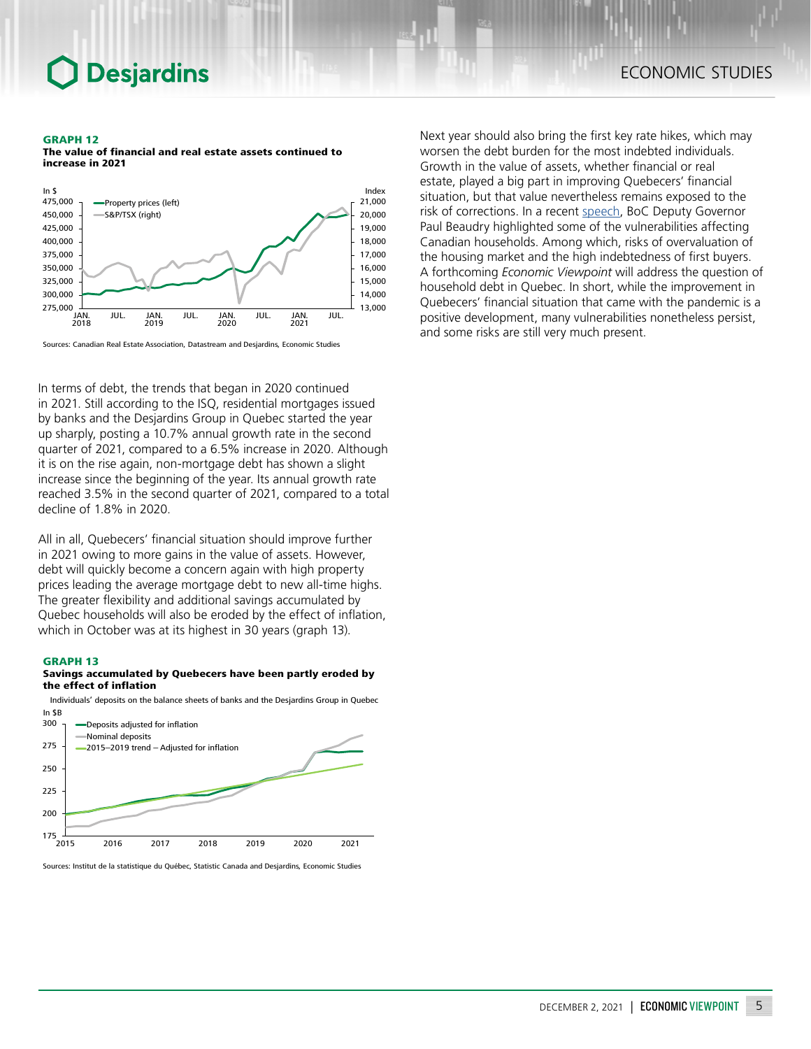**GRAPH 12**
**The value of financial and real estate assets continued to increase in 2021**

In $
475,000
450,000
425,000
400,000
375,000
350,000
325,000
300,000
275,000

Property prices (left)
S&P/TSX (right)

Index
21,000
20,000
19,000
18,000
17,000
16,000
15,000
14,000
13,000

JAN. 2018 JUL. JAN. 2019 JUL. JAN. 2020 JUL. JAN. 2021 JUL.

Sources: Canadian Real Estate Association, Datastream and Desjardins, Economic Studies

In terms of debt, the trends that began in 2020 continued in 2021. Still according to the ISQ, residential mortgages issued by banks and the Desjardins Group in Quebec started the year up sharply, posting a 10.7% annual growth rate in the second quarter of 2021, compared to a 6.5% increase in 2020. Although it is on the rise again, non-mortgage debt has shown a slight increase since the beginning of the year. Its annual growth rate reached 3.5% in the second quarter of 2021, compared to a total decline of 1.8% in 2020.

All in all, Quebecers' financial situation should improve further in 2021 owing to more gains in the value of assets. However, debt will quickly become a concern again with high property prices leading the average mortgage debt to new all-time highs. The greater flexibility and additional savings accumulated by Quebec households will also be eroded by the effect of inflation, which in October was at its highest in 30 years (graph 13).

**GRAPH 13**
**Savings accumulated by Quebecers have been partly eroded by the effect of inflation**

Individuals' deposits on the balance sheets of banks and the Desjardins Group in Quebec

In $B
300
275
250
225
200
175

Deposits adjusted for inflation
Nominal deposits
2015–2019 trend – Adjusted for inflation

2015 2016 2017 2018 2019 2020 2021

Sources: Institut de la statistique du Québec, Statistic Canada and Desjardins, Economic Studies

Next year should also bring the first key rate hikes, which may worsen the debt burden for the most indebted individuals. Growth in the value of assets, whether financial or real estate, played a big part in improving Quebecers' financial situation, but that value nevertheless remains exposed to the risk of corrections. In a recent speech, BoC Deputy Governor Paul Beaudry highlighted some of the vulnerabilities affecting Canadian households. Among which, risks of overvaluation of the housing market and the high indebtedness of first buyers. A forthcoming *Economic Viewpoint* will address the question of household debt in Quebec. In short, while the improvement in Quebecers' financial situation that came with the pandemic is a positive development, many vulnerabilities nonetheless persist, and some risks are still very much present.